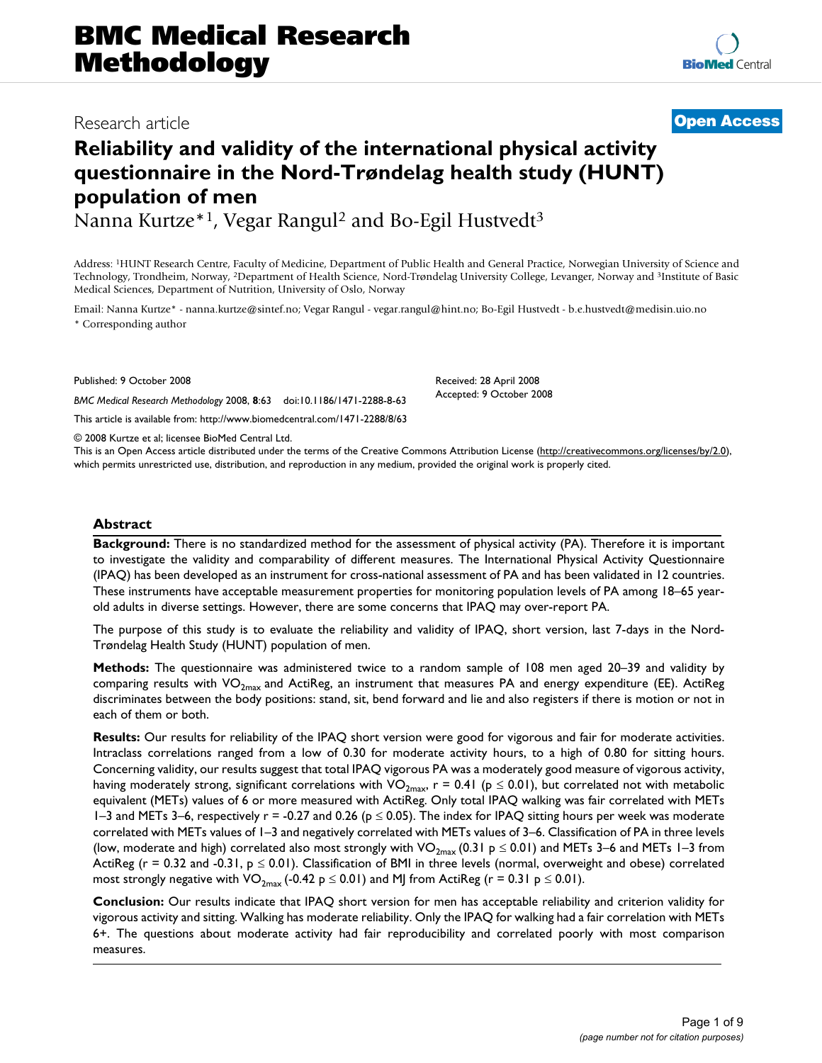# BMC Medical Research Methodology

Research article

**Open Access**

# Reliability and validity of the international physical activity questionnaire in the Nord-Trøndelag health study (HUNT) population of men

Nanna Kurtze*[1], Vegar Rangul[2] and Bo-Egil Hustvedt[3]

Address: [1]HUNT Research Centre, Faculty of Medicine, Department of Public Health and General Practice, Norwegian University of Science and Technology, Trondheim, Norway, [2]Department of Health Science, Nord-Trøndelag University College, Levanger, Norway and [3]Institute of Basic Medical Sciences, Department of Nutrition, University of Oslo, Norway

Email: Nanna Kurtze* - nanna.kurtze@sintef.no; Vegar Rangul - vegar.rangul@hint.no; Bo-Egil Hustvedt - b.e.hustvedt@medisin.uio.no

\* Corresponding author

Published: 9 October 2008

Received: 28 April 2008

Accepted: 9 October 2008

*BMC Medical Research Methodology* 2008, **8**:63 doi:10.1186/1471-2288-8-63

This article is available from: http://www.biomedcentral.com/1471-2288/8/63

© 2008 Kurtze et al; licensee BioMed Central Ltd.

This is an Open Access article distributed under the terms of the Creative Commons Attribution License (http://creativecommons.org/licenses/by/2.0), which permits unrestricted use, distribution, and reproduction in any medium, provided the original work is properly cited.

## Abstract

**Background:** There is no standardized method for the assessment of physical activity (PA). Therefore it is important to investigate the validity and comparability of different measures. The International Physical Activity Questionnaire (IPAQ) has been developed as an instrument for cross-national assessment of PA and has been validated in 12 countries. These instruments have acceptable measurement properties for monitoring population levels of PA among 18–65 year-old adults in diverse settings. However, there are some concerns that IPAQ may over-report PA.

The purpose of this study is to evaluate the reliability and validity of IPAQ, short version, last 7-days in the Nord-Trøndelag Health Study (HUNT) population of men.

**Methods:** The questionnaire was administered twice to a random sample of 108 men aged 20–39 and validity by comparing results with $VO_{2max}$ and ActiReg, an instrument that measures PA and energy expenditure (EE). ActiReg discriminates between the body positions: stand, sit, bend forward and lie and also registers if there is motion or not in each of them or both.

**Results:** Our results for reliability of the IPAQ short version were good for vigorous and fair for moderate activities. Intraclass correlations ranged from a low of 0.30 for moderate activity hours, to a high of 0.80 for sitting hours. Concerning validity, our results suggest that total IPAQ vigorous PA was a moderately good measure of vigorous activity, having moderately strong, significant correlations with $VO_{2max}$, $r = 0.41$ ($p \leq 0.01$), but correlated not with metabolic equivalent (METs) values of 6 or more measured with ActiReg. Only total IPAQ walking was fair correlated with METs 1–3 and METs 3–6, respectively $r = -0.27$ and $0.26$ ($p \leq 0.05$). The index for IPAQ sitting hours per week was moderate correlated with METs values of 1–3 and negatively correlated with METs values of 3–6. Classification of PA in three levels (low, moderate and high) correlated also most strongly with $VO_{2max}$ ($0.31$ $p \leq 0.01$) and METs 3–6 and METs 1–3 from ActiReg ($r = 0.32$ and $-0.31$, $p \leq 0.01$). Classification of BMI in three levels (normal, overweight and obese) correlated most strongly negative with $VO_{2max}$ ($-0.42$ $p \leq 0.01$) and MJ from ActiReg ($r = 0.31$ $p \leq 0.01$).

**Conclusion:** Our results indicate that IPAQ short version for men has acceptable reliability and criterion validity for vigorous activity and sitting. Walking has moderate reliability. Only the IPAQ for walking had a fair correlation with METs 6+. The questions about moderate activity had fair reproducibility and correlated poorly with most comparison measures.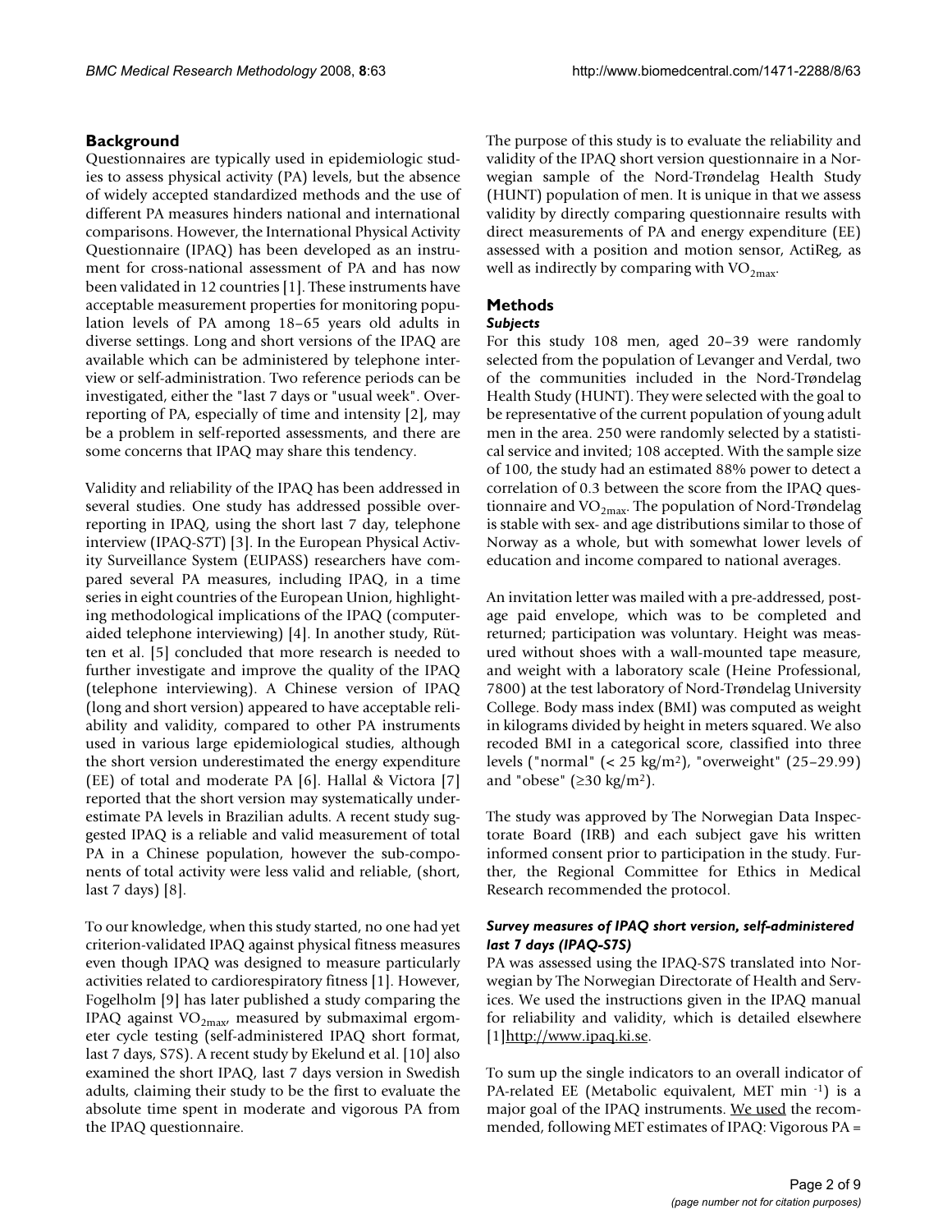## Background

Questionnaires are typically used in epidemiologic studies to assess physical activity (PA) levels, but the absence of widely accepted standardized methods and the use of different PA measures hinders national and international comparisons. However, the International Physical Activity Questionnaire (IPAQ) has been developed as an instrument for cross-national assessment of PA and has now been validated in 12 countries [1]. These instruments have acceptable measurement properties for monitoring population levels of PA among 18–65 years old adults in diverse settings. Long and short versions of the IPAQ are available which can be administered by telephone interview or self-administration. Two reference periods can be investigated, either the "last 7 days or "usual week". Overreporting of PA, especially of time and intensity [2], may be a problem in self-reported assessments, and there are some concerns that IPAQ may share this tendency.

Validity and reliability of the IPAQ has been addressed in several studies. One study has addressed possible overreporting in IPAQ, using the short last 7 day, telephone interview (IPAQ-S7T) [3]. In the European Physical Activity Surveillance System (EUPASS) researchers have compared several PA measures, including IPAQ, in a time series in eight countries of the European Union, highlighting methodological implications of the IPAQ (computer-aided telephone interviewing) [4]. In another study, Rütten et al. [5] concluded that more research is needed to further investigate and improve the quality of the IPAQ (telephone interviewing). A Chinese version of IPAQ (long and short version) appeared to have acceptable reliability and validity, compared to other PA instruments used in various large epidemiological studies, although the short version underestimated the energy expenditure (EE) of total and moderate PA [6]. Hallal & Victora [7] reported that the short version may systematically underestimate PA levels in Brazilian adults. A recent study suggested IPAQ is a reliable and valid measurement of total PA in a Chinese population, however the sub-components of total activity were less valid and reliable, (short, last 7 days) [8].

To our knowledge, when this study started, no one had yet criterion-validated IPAQ against physical fitness measures even though IPAQ was designed to measure particularly activities related to cardiorespiratory fitness [1]. However, Fogelholm [9] has later published a study comparing the IPAQ against $VO_{2max}$, measured by submaximal ergometer cycle testing (self-administered IPAQ short format, last 7 days, S7S). A recent study by Ekelund et al. [10] also examined the short IPAQ, last 7 days version in Swedish adults, claiming their study to be the first to evaluate the absolute time spent in moderate and vigorous PA from the IPAQ questionnaire.

The purpose of this study is to evaluate the reliability and validity of the IPAQ short version questionnaire in a Norwegian sample of the Nord-Trøndelag Health Study (HUNT) population of men. It is unique in that we assess validity by directly comparing questionnaire results with direct measurements of PA and energy expenditure (EE) assessed with a position and motion sensor, ActiReg, as well as indirectly by comparing with $VO_{2max}$.

## Methods

### Subjects

For this study 108 men, aged 20–39 were randomly selected from the population of Levanger and Verdal, two of the communities included in the Nord-Trøndelag Health Study (HUNT). They were selected with the goal to be representative of the current population of young adult men in the area. 250 were randomly selected by a statistical service and invited; 108 accepted. With the sample size of 100, the study had an estimated 88% power to detect a correlation of 0.3 between the score from the IPAQ questionnaire and $VO_{2max}$. The population of Nord-Trøndelag is stable with sex- and age distributions similar to those of Norway as a whole, but with somewhat lower levels of education and income compared to national averages.

An invitation letter was mailed with a pre-addressed, postage paid envelope, which was to be completed and returned; participation was voluntary. Height was measured without shoes with a wall-mounted tape measure, and weight with a laboratory scale (Heine Professional, 7800) at the test laboratory of Nord-Trøndelag University College. Body mass index (BMI) was computed as weight in kilograms divided by height in meters squared. We also recoded BMI in a categorical score, classified into three levels ("normal" (< 25 kg/m$^2$), "overweight" (25–29.99) and "obese" (≥30 kg/m$^2$).

The study was approved by The Norwegian Data Inspectorate Board (IRB) and each subject gave his written informed consent prior to participation in the study. Further, the Regional Committee for Ethics in Medical Research recommended the protocol.

### Survey measures of IPAQ short version, self-administered last 7 days (IPAQ-S7S)

PA was assessed using the IPAQ-S7S translated into Norwegian by The Norwegian Directorate of Health and Services. We used the instructions given in the IPAQ manual for reliability and validity, which is detailed elsewhere [1]http://www.ipaq.ki.se.

To sum up the single indicators to an overall indicator of PA-related EE (Metabolic equivalent, MET min $^{-1}$) is a major goal of the IPAQ instruments. We used the recommended, following MET estimates of IPAQ: Vigorous PA =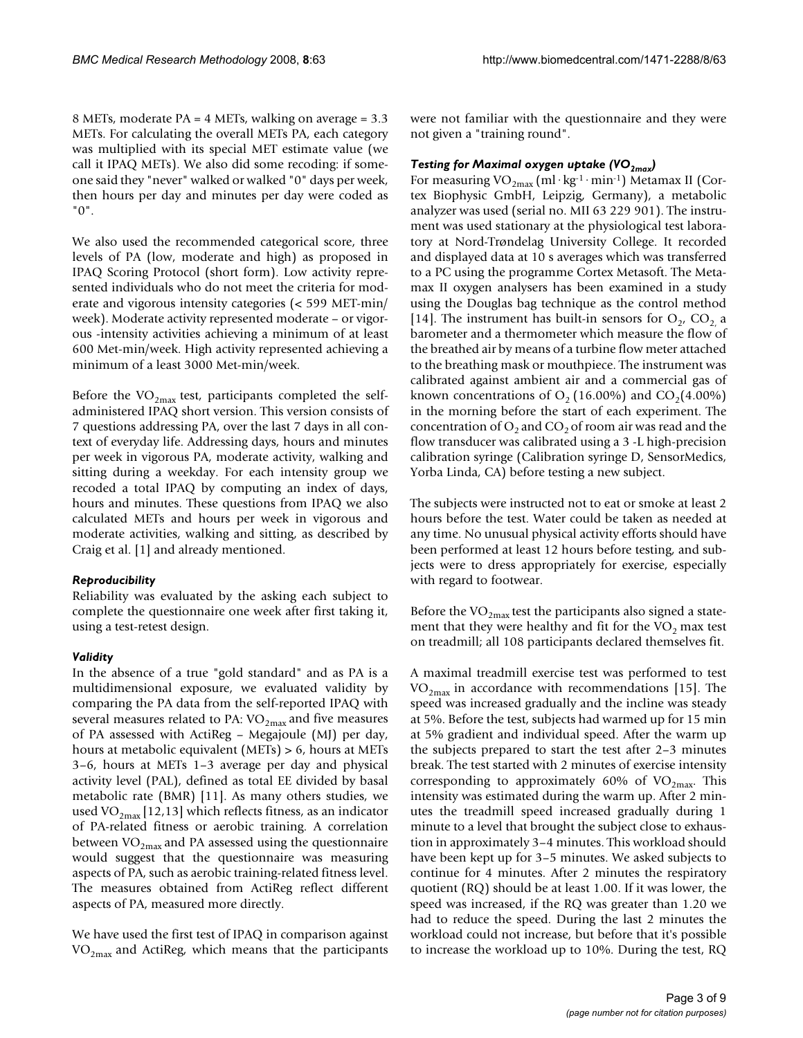8 METs, moderate PA = 4 METs, walking on average = 3.3 METs. For calculating the overall METs PA, each category was multiplied with its special MET estimate value (we call it IPAQ METs). We also did some recoding: if someone said they "never" walked or walked "0" days per week, then hours per day and minutes per day were coded as "0".

We also used the recommended categorical score, three levels of PA (low, moderate and high) as proposed in IPAQ Scoring Protocol (short form). Low activity represented individuals who do not meet the criteria for moderate and vigorous intensity categories (< 599 MET-min/week). Moderate activity represented moderate – or vigorous -intensity activities achieving a minimum of at least 600 Met-min/week. High activity represented achieving a minimum of a least 3000 Met-min/week.

Before the $VO_{2max}$ test, participants completed the self-administered IPAQ short version. This version consists of 7 questions addressing PA, over the last 7 days in all context of everyday life. Addressing days, hours and minutes per week in vigorous PA, moderate activity, walking and sitting during a weekday. For each intensity group we recoded a total IPAQ by computing an index of days, hours and minutes. These questions from IPAQ we also calculated METs and hours per week in vigorous and moderate activities, walking and sitting, as described by Craig et al. [1] and already mentioned.

### *Reproducibility*

Reliability was evaluated by the asking each subject to complete the questionnaire one week after first taking it, using a test-retest design.

### *Validity*

In the absence of a true "gold standard" and as PA is a multidimensional exposure, we evaluated validity by comparing the PA data from the self-reported IPAQ with several measures related to PA: $VO_{2max}$ and five measures of PA assessed with ActiReg – Megajoule (MJ) per day, hours at metabolic equivalent (METs) > 6, hours at METs 3–6, hours at METs 1–3 average per day and physical activity level (PAL), defined as total EE divided by basal metabolic rate (BMR) [11]. As many others studies, we used $VO_{2max}$ [12,13] which reflects fitness, as an indicator of PA-related fitness or aerobic training. A correlation between $VO_{2max}$ and PA assessed using the questionnaire would suggest that the questionnaire was measuring aspects of PA, such as aerobic training-related fitness level. The measures obtained from ActiReg reflect different aspects of PA, measured more directly.

We have used the first test of IPAQ in comparison against $VO_{2max}$ and ActiReg, which means that the participants were not familiar with the questionnaire and they were not given a "training round".

### *Testing for Maximal oxygen uptake ($VO_{2max}$)*

For measuring $VO_{2max}$ ($ml \cdot kg^{-1} \cdot min^{-1}$) Metamax II (Cortex Biophysic GmbH, Leipzig, Germany), a metabolic analyzer was used (serial no. MII 63 229 901). The instrument was used stationary at the physiological test laboratory at Nord-Trøndelag University College. It recorded and displayed data at 10 s averages which was transferred to a PC using the programme Cortex Metasoft. The Metamax II oxygen analysers has been examined in a study using the Douglas bag technique as the control method [14]. The instrument has built-in sensors for $O_2$, $CO_2$, a barometer and a thermometer which measure the flow of the breathed air by means of a turbine flow meter attached to the breathing mask or mouthpiece. The instrument was calibrated against ambient air and a commercial gas of known concentrations of $O_2$ (16.00%) and $CO_2$(4.00%) in the morning before the start of each experiment. The concentration of $O_2$ and $CO_2$ of room air was read and the flow transducer was calibrated using a 3 -L high-precision calibration syringe (Calibration syringe D, SensorMedics, Yorba Linda, CA) before testing a new subject.

The subjects were instructed not to eat or smoke at least 2 hours before the test. Water could be taken as needed at any time. No unusual physical activity efforts should have been performed at least 12 hours before testing, and subjects were to dress appropriately for exercise, especially with regard to footwear.

Before the $VO_{2max}$ test the participants also signed a statement that they were healthy and fit for the $VO_2$ max test on treadmill; all 108 participants declared themselves fit.

A maximal treadmill exercise test was performed to test $VO_{2max}$ in accordance with recommendations [15]. The speed was increased gradually and the incline was steady at 5%. Before the test, subjects had warmed up for 15 min at 5% gradient and individual speed. After the warm up the subjects prepared to start the test after 2–3 minutes break. The test started with 2 minutes of exercise intensity corresponding to approximately 60% of $VO_{2max}$. This intensity was estimated during the warm up. After 2 minutes the treadmill speed increased gradually during 1 minute to a level that brought the subject close to exhaustion in approximately 3–4 minutes. This workload should have been kept up for 3–5 minutes. We asked subjects to continue for 4 minutes. After 2 minutes the respiratory quotient (RQ) should be at least 1.00. If it was lower, the speed was increased, if the RQ was greater than 1.20 we had to reduce the speed. During the last 2 minutes the workload could not increase, but before that it's possible to increase the workload up to 10%. During the test, RQ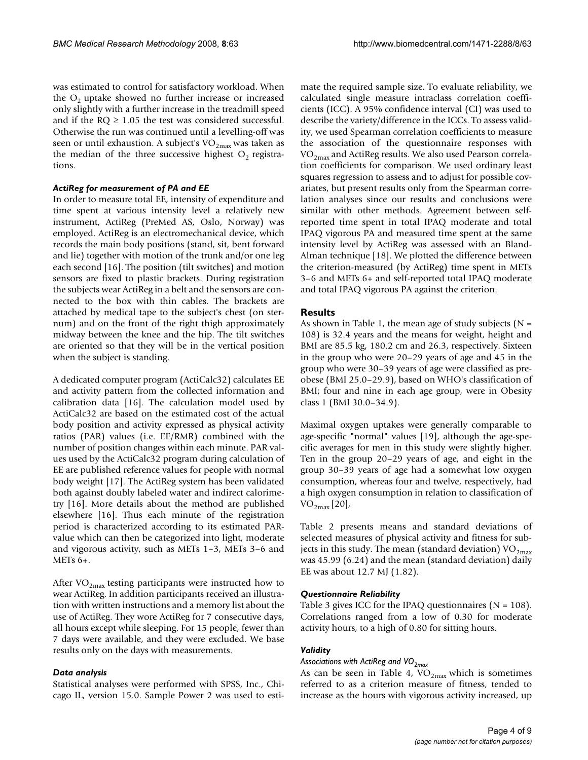was estimated to control for satisfactory workload. When the $O_2$ uptake showed no further increase or increased only slightly with a further increase in the treadmill speed and if the RQ ≥ 1.05 the test was considered successful. Otherwise the run was continued until a levelling-off was seen or until exhaustion. A subject's $VO_{2max}$ was taken as the median of the three successive highest $O_2$ registrations.

### *ActiReg for measurement of PA and EE*

In order to measure total EE, intensity of expenditure and time spent at various intensity level a relatively new instrument, ActiReg (PreMed AS, Oslo, Norway) was employed. ActiReg is an electromechanical device, which records the main body positions (stand, sit, bent forward and lie) together with motion of the trunk and/or one leg each second [16]. The position (tilt switches) and motion sensors are fixed to plastic brackets. During registration the subjects wear ActiReg in a belt and the sensors are connected to the box with thin cables. The brackets are attached by medical tape to the subject's chest (on sternum) and on the front of the right thigh approximately midway between the knee and the hip. The tilt switches are oriented so that they will be in the vertical position when the subject is standing.

A dedicated computer program (ActiCalc32) calculates EE and activity pattern from the collected information and calibration data [16]. The calculation model used by ActiCalc32 are based on the estimated cost of the actual body position and activity expressed as physical activity ratios (PAR) values (i.e. EE/RMR) combined with the number of position changes within each minute. PAR values used by the ActiCalc32 program during calculation of EE are published reference values for people with normal body weight [17]. The ActiReg system has been validated both against doubly labeled water and indirect calorimetry [16]. More details about the method are published elsewhere [16]. Thus each minute of the registration period is characterized according to its estimated PAR-value which can then be categorized into light, moderate and vigorous activity, such as METs 1–3, METs 3–6 and METs 6+.

After $VO_{2max}$ testing participants were instructed how to wear ActiReg. In addition participants received an illustration with written instructions and a memory list about the use of ActiReg. They wore ActiReg for 7 consecutive days, all hours except while sleeping. For 15 people, fewer than 7 days were available, and they were excluded. We base results only on the days with measurements.

### *Data analysis*

Statistical analyses were performed with SPSS, Inc., Chicago IL, version 15.0. Sample Power 2 was used to estimate the required sample size. To evaluate reliability, we calculated single measure intraclass correlation coefficients (ICC). A 95% confidence interval (CI) was used to describe the variety/difference in the ICCs. To assess validity, we used Spearman correlation coefficients to measure the association of the questionnaire responses with $VO_{2max}$ and ActiReg results. We also used Pearson correlation coefficients for comparison. We used ordinary least squares regression to assess and to adjust for possible covariates, but present results only from the Spearman correlation analyses since our results and conclusions were similar with other methods. Agreement between self-reported time spent in total IPAQ moderate and total IPAQ vigorous PA and measured time spent at the same intensity level by ActiReg was assessed with an Bland-Alman technique [18]. We plotted the difference between the criterion-measured (by ActiReg) time spent in METs 3–6 and METs 6+ and self-reported total IPAQ moderate and total IPAQ vigorous PA against the criterion.

## Results

As shown in Table 1, the mean age of study subjects (N = 108) is 32.4 years and the means for weight, height and BMI are 85.5 kg, 180.2 cm and 26.3, respectively. Sixteen in the group who were 20–29 years of age and 45 in the group who were 30–39 years of age were classified as preobese (BMI 25.0–29.9), based on WHO's classification of BMI; four and nine in each age group, were in Obesity class 1 (BMI 30.0–34.9).

Maximal oxygen uptakes were generally comparable to age-specific "normal" values [19], although the age-specific averages for men in this study were slightly higher. Ten in the group 20–29 years of age, and eight in the group 30–39 years of age had a somewhat low oxygen consumption, whereas four and twelve, respectively, had a high oxygen consumption in relation to classification of $VO_{2max}$ [20],

Table 2 presents means and standard deviations of selected measures of physical activity and fitness for subjects in this study. The mean (standard deviation) $VO_{2max}$ was 45.99 (6.24) and the mean (standard deviation) daily EE was about 12.7 MJ (1.82).

### *Questionnaire Reliability*

Table 3 gives ICC for the IPAQ questionnaires (N = 108). Correlations ranged from a low of 0.30 for moderate activity hours, to a high of 0.80 for sitting hours.

### *Validity*

#### *Associations with ActiReg and $VO_{2max}$*

As can be seen in Table 4, $VO_{2max}$ which is sometimes referred to as a criterion measure of fitness, tended to increase as the hours with vigorous activity increased, up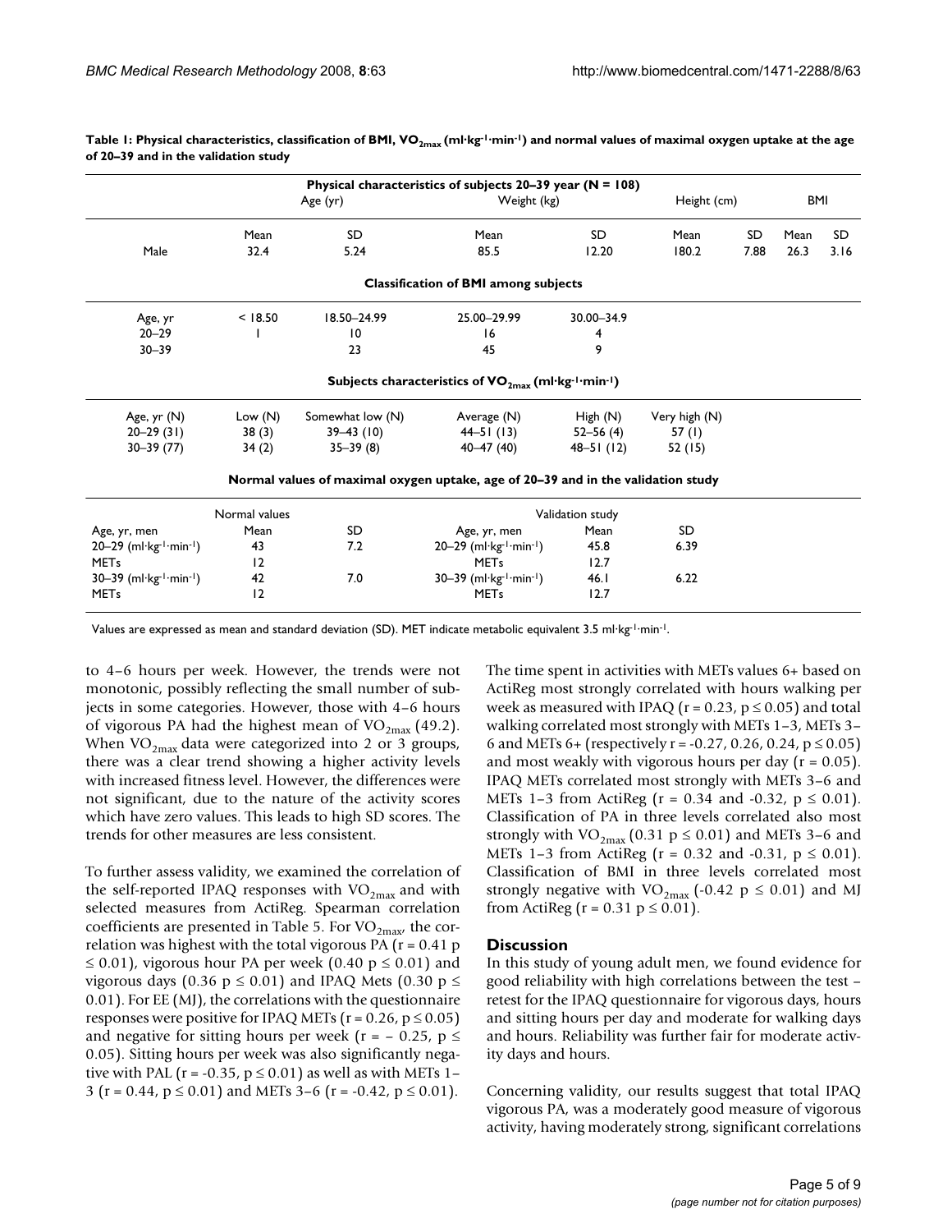**Table 1: Physical characteristics, classification of BMI, $VO_{2max}$ (ml·kg$^{-1}$·min$^{-1}$) and normal values of maximal oxygen uptake at the age of 20–39 and in the validation study**

| Physical characteristics of subjects 20–39 year (N = 108) | | | | | | | | |
|---|---|---|---|---|---|---|---|---|
| | Age (yr) | | Weight (kg) | | Height (cm) | | BMI | |
| | Mean | SD | Mean | SD | Mean | SD | Mean | SD |
| Male | 32.4 | 5.24 | 85.5 | 12.20 | 180.2 | 7.88 | 26.3 | 3.16 |

| Classification of BMI among subjects | | | | |
|---|---|---|---|---|
| Age, yr | < 18.50 | 18.50–24.99 | 25.00–29.99 | 30.00–34.9 |
| 20–29 | 1 | 10 | 16 | 4 |
| 30–39 | | 23 | 45 | 9 |

| Subjects characteristics of $VO_{2max}$ (ml·kg$^{-1}$·min$^{-1}$) | | | | | |
|---|---|---|---|---|---|
| Age, yr (N) | Low (N) | Somewhat low (N) | Average (N) | High (N) | Very high (N) |
| 20–29 (31) | 38 (3) | 39–43 (10) | 44–51 (13) | 52–56 (4) | 57 (1) |
| 30–39 (77) | 34 (2) | 35–39 (8) | 40–47 (40) | 48–51 (12) | 52 (15) |

| Normal values of maximal oxygen uptake, age of 20–39 and in the validation study | | | | | |
|---|---|---|---|---|---|
| Normal values | | | Validation study | | |
| Age, yr, men | Mean | SD | Age, yr, men | Mean | SD |
| 20–29 (ml·kg$^{-1}$·min$^{-1}$) | 43 | 7.2 | 20–29 (ml·kg$^{-1}$·min$^{-1}$) | 45.8 | 6.39 |
| METs | 12 | | METs | 12.7 | |
| 30–39 (ml·kg$^{-1}$·min$^{-1}$) | 42 | 7.0 | 30–39 (ml·kg$^{-1}$·min$^{-1}$) | 46.1 | 6.22 |
| METs | 12 | | METs | 12.7 | |

Values are expressed as mean and standard deviation (SD). MET indicate metabolic equivalent 3.5 ml·kg$^{-1}$·min$^{-1}$.

to 4–6 hours per week. However, the trends were not monotonic, possibly reflecting the small number of subjects in some categories. However, those with 4–6 hours of vigorous PA had the highest mean of $VO_{2max}$ (49.2). When $VO_{2max}$ data were categorized into 2 or 3 groups, there was a clear trend showing a higher activity levels with increased fitness level. However, the differences were not significant, due to the nature of the activity scores which have zero values. This leads to high SD scores. The trends for other measures are less consistent.

To further assess validity, we examined the correlation of the self-reported IPAQ responses with $VO_{2max}$ and with selected measures from ActiReg. Spearman correlation coefficients are presented in Table 5. For $VO_{2max}$, the correlation was highest with the total vigorous PA ($r = 0.41$ $p \leq 0.01$), vigorous hour PA per week (0.40 $p \leq 0.01$) and vigorous days (0.36 $p \leq 0.01$) and IPAQ Mets (0.30 $p \leq 0.01$). For EE (MJ), the correlations with the questionnaire responses were positive for IPAQ METs ($r = 0.26$, $p \leq 0.05$) and negative for sitting hours per week ($r = -0.25$, $p \leq 0.05$). Sitting hours per week was also significantly negative with PAL ($r = -0.35$, $p \leq 0.01$) as well as with METs 1–3 ($r = 0.44$, $p \leq 0.01$) and METs 3–6 ($r = -0.42$, $p \leq 0.01$).

The time spent in activities with METs values 6+ based on ActiReg most strongly correlated with hours walking per week as measured with IPAQ ($r = 0.23$, $p \leq 0.05$) and total walking correlated most strongly with METs 1–3, METs 3–6 and METs 6+ (respectively $r = -0.27$, 0.26, 0.24, $p \leq 0.05$) and most weakly with vigorous hours per day ($r = 0.05$). IPAQ METs correlated most strongly with METs 3–6 and METs 1–3 from ActiReg ($r = 0.34$ and $-0.32$, $p \leq 0.01$). Classification of PA in three levels correlated also most strongly with $VO_{2max}$ (0.31 $p \leq 0.01$) and METs 3–6 and METs 1–3 from ActiReg ($r = 0.32$ and $-0.31$, $p \leq 0.01$). Classification of BMI in three levels correlated most strongly negative with $VO_{2max}$ ($-0.42$ $p \leq 0.01$) and MJ from ActiReg ($r = 0.31$ $p \leq 0.01$).

## Discussion

In this study of young adult men, we found evidence for good reliability with high correlations between the test – retest for the IPAQ questionnaire for vigorous days, hours and sitting hours per day and moderate for walking days and hours. Reliability was further fair for moderate activity days and hours.

Concerning validity, our results suggest that total IPAQ vigorous PA, was a moderately good measure of vigorous activity, having moderately strong, significant correlations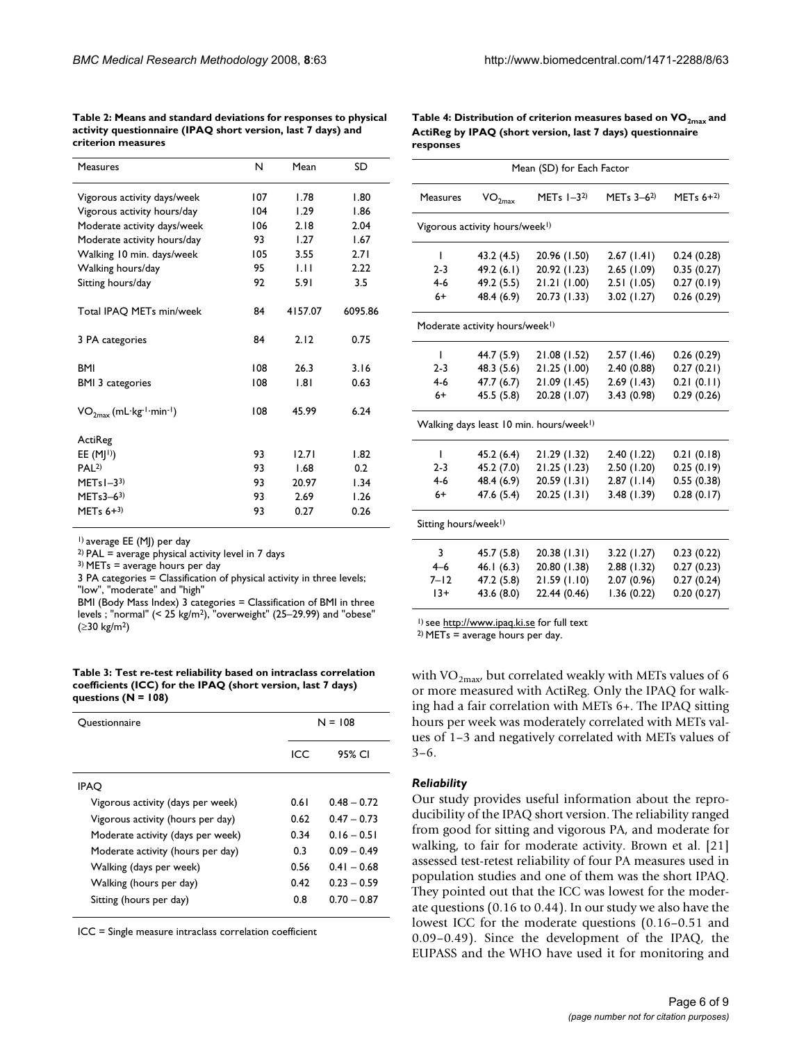**Table 2: Means and standard deviations for responses to physical activity questionnaire (IPAQ short version, last 7 days) and criterion measures**

| Measures | N | Mean | SD |
|---|---|---|---|
| Vigorous activity days/week | 107 | 1.78 | 1.80 |
| Vigorous activity hours/day | 104 | 1.29 | 1.86 |
| Moderate activity days/week | 106 | 2.18 | 2.04 |
| Moderate activity hours/day | 93 | 1.27 | 1.67 |
| Walking 10 min. days/week | 105 | 3.55 | 2.71 |
| Walking hours/day | 95 | 1.11 | 2.22 |
| Sitting hours/day | 92 | 5.91 | 3.5 |
| Total IPAQ METs min/week | 84 | 4157.07 | 6095.86 |
| 3 PA categories | 84 | 2.12 | 0.75 |
| BMI | 108 | 26.3 | 3.16 |
| BMI 3 categories | 108 | 1.81 | 0.63 |
| $VO_{2max}$ ($mL \cdot kg^{-1} \cdot min^{-1}$) | 108 | 45.99 | 6.24 |
| ActiReg | | | |
| EE (MJ[1]) | 93 | 12.71 | 1.82 |
| PAL[2] | 93 | 1.68 | 0.2 |
| METs1–3[3] | 93 | 20.97 | 1.34 |
| METs3–6[3] | 93 | 2.69 | 1.26 |
| METs 6+[3] | 93 | 0.27 | 0.26 |

[1] average EE (MJ) per day
[2] PAL = average physical activity level in 7 days
[3] METs = average hours per day
3 PA categories = Classification of physical activity in three levels; "low", "moderate" and "high"
BMI (Body Mass Index) 3 categories = Classification of BMI in three levels ; "normal" (< 25 kg/m²), "overweight" (25–29.99) and "obese" (≥30 kg/m²)

**Table 3: Test re-test reliability based on intraclass correlation coefficients (ICC) for the IPAQ (short version, last 7 days) questions (N = 108)**

| Questionnaire | N = 108 | |
|---|---|---|
| | ICC | 95% CI |
| IPAQ | | |
| Vigorous activity (days per week) | 0.61 | 0.48 – 0.72 |
| Vigorous activity (hours per day) | 0.62 | 0.47 – 0.73 |
| Moderate activity (days per week) | 0.34 | 0.16 – 0.51 |
| Moderate activity (hours per day) | 0.3 | 0.09 – 0.49 |
| Walking (days per week) | 0.56 | 0.41 – 0.68 |
| Walking (hours per day) | 0.42 | 0.23 – 0.59 |
| Sitting (hours per day) | 0.8 | 0.70 – 0.87 |

ICC = Single measure intraclass correlation coefficient

**Table 4: Distribution of criterion measures based on $VO_{2max}$ and ActiReg by IPAQ (short version, last 7 days) questionnaire responses**

| Mean (SD) for Each Factor | | | | |
|---|---|---|---|---|
| Measures | $VO_{2max}$ | METs 1–3[2] | METs 3–6[2] | METs 6+[2] |
| Vigorous activity hours/week[1] | | | | |
| 1 | 43.2 (4.5) | 20.96 (1.50) | 2.67 (1.41) | 0.24 (0.28) |
| 2-3 | 49.2 (6.1) | 20.92 (1.23) | 2.65 (1.09) | 0.35 (0.27) |
| 4-6 | 49.2 (5.5) | 21.21 (1.00) | 2.51 (1.05) | 0.27 (0.19) |
| 6+ | 48.4 (6.9) | 20.73 (1.33) | 3.02 (1.27) | 0.26 (0.29) |
| Moderate activity hours/week[1] | | | | |
| 1 | 44.7 (5.9) | 21.08 (1.52) | 2.57 (1.46) | 0.26 (0.29) |
| 2-3 | 48.3 (5.6) | 21.25 (1.00) | 2.40 (0.88) | 0.27 (0.21) |
| 4-6 | 47.7 (6.7) | 21.09 (1.45) | 2.69 (1.43) | 0.21 (0.11) |
| 6+ | 45.5 (5.8) | 20.28 (1.07) | 3.43 (0.98) | 0.29 (0.26) |
| Walking days least 10 min. hours/week[1] | | | | |
| 1 | 45.2 (6.4) | 21.29 (1.32) | 2.40 (1.22) | 0.21 (0.18) |
| 2-3 | 45.2 (7.0) | 21.25 (1.23) | 2.50 (1.20) | 0.25 (0.19) |
| 4-6 | 48.4 (6.9) | 20.59 (1.31) | 2.87 (1.14) | 0.55 (0.38) |
| 6+ | 47.6 (5.4) | 20.25 (1.31) | 3.48 (1.39) | 0.28 (0.17) |
| Sitting hours/week[1] | | | | |
| 3 | 45.7 (5.8) | 20.38 (1.31) | 3.22 (1.27) | 0.23 (0.22) |
| 4–6 | 46.1 (6.3) | 20.80 (1.38) | 2.88 (1.32) | 0.27 (0.23) |
| 7–12 | 47.2 (5.8) | 21.59 (1.10) | 2.07 (0.96) | 0.27 (0.24) |
| 13+ | 43.6 (8.0) | 22.44 (0.46) | 1.36 (0.22) | 0.20 (0.27) |

[1] see http://www.ipaq.ki.se for full text
[2] METs = average hours per day.

with $VO_{2max}$, but correlated weakly with METs values of 6 or more measured with ActiReg. Only the IPAQ for walking had a fair correlation with METs 6+. The IPAQ sitting hours per week was moderately correlated with METs values of 1–3 and negatively correlated with METs values of 3–6.

### *Reliability*

Our study provides useful information about the reproducibility of the IPAQ short version. The reliability ranged from good for sitting and vigorous PA, and moderate for walking, to fair for moderate activity. Brown et al. [21] assessed test-retest reliability of four PA measures used in population studies and one of them was the short IPAQ. They pointed out that the ICC was lowest for the moderate questions (0.16 to 0.44). In our study we also have the lowest ICC for the moderate questions (0.16–0.51 and 0.09–0.49). Since the development of the IPAQ, the EUPASS and the WHO have used it for monitoring and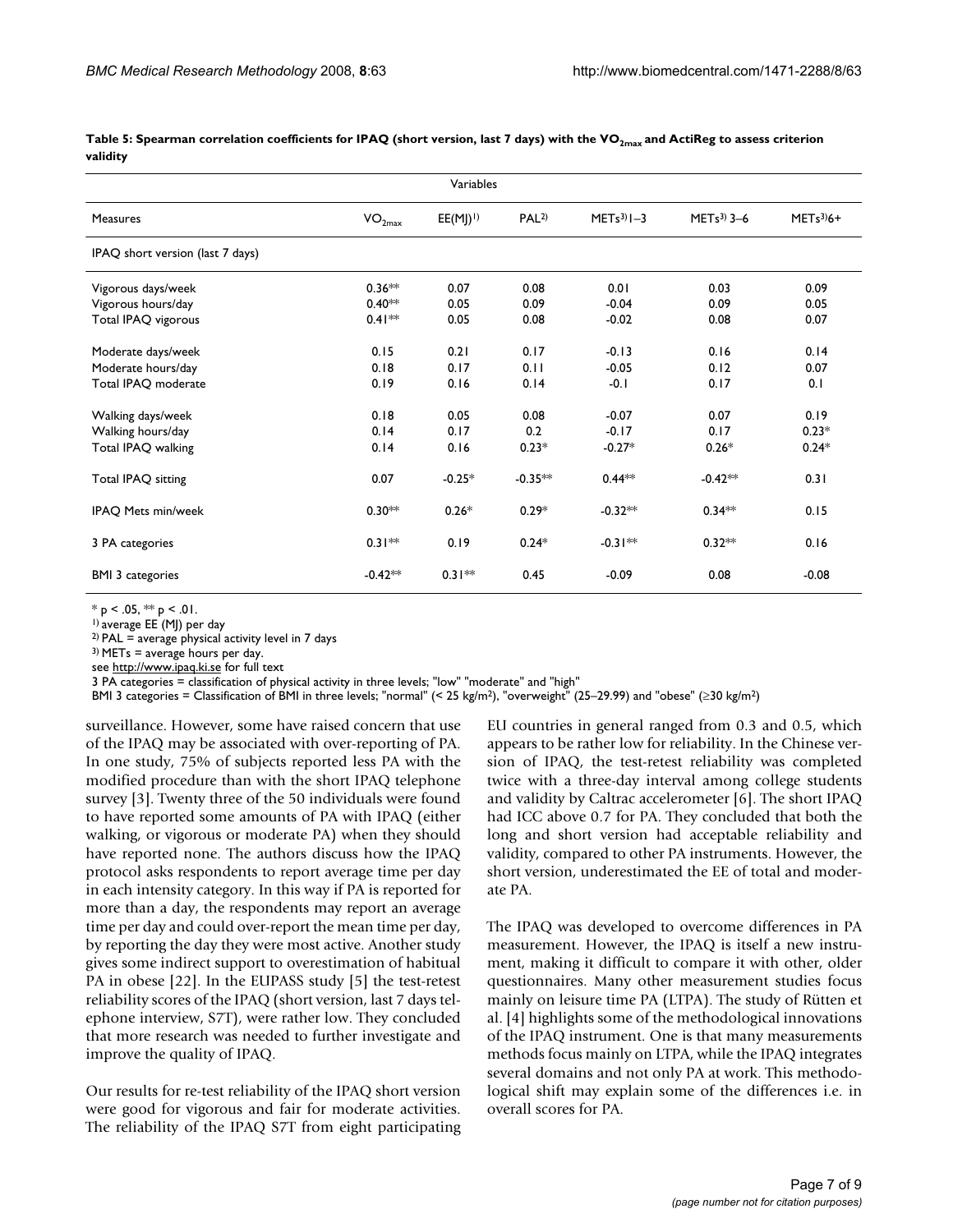**Table 5: Spearman correlation coefficients for IPAQ (short version, last 7 days) with the $VO_{2max}$ and ActiReg to assess criterion validity**

| | Variables | | | | | |
|---|---|---|---|---|---|---|
| Measures | $VO_{2max}$ | EE(MJ)[1)] | PAL[2)] | METs[3)] 1–3 | METs[3)] 3–6 | METs[3)] 6+ |
| IPAQ short version (last 7 days) | | | | | | |
| Vigorous days/week | 0.36** | 0.07 | 0.08 | 0.01 | 0.03 | 0.09 |
| Vigorous hours/day | 0.40** | 0.05 | 0.09 | -0.04 | 0.09 | 0.05 |
| Total IPAQ vigorous | 0.41** | 0.05 | 0.08 | -0.02 | 0.08 | 0.07 |
| Moderate days/week | 0.15 | 0.21 | 0.17 | -0.13 | 0.16 | 0.14 |
| Moderate hours/day | 0.18 | 0.17 | 0.11 | -0.05 | 0.12 | 0.07 |
| Total IPAQ moderate | 0.19 | 0.16 | 0.14 | -0.1 | 0.17 | 0.1 |
| Walking days/week | 0.18 | 0.05 | 0.08 | -0.07 | 0.07 | 0.19 |
| Walking hours/day | 0.14 | 0.17 | 0.2 | -0.17 | 0.17 | 0.23* |
| Total IPAQ walking | 0.14 | 0.16 | 0.23* | -0.27* | 0.26* | 0.24* |
| Total IPAQ sitting | 0.07 | -0.25* | -0.35** | 0.44** | -0.42** | 0.31 |
| IPAQ Mets min/week | 0.30** | 0.26* | 0.29* | -0.32** | 0.34** | 0.15 |
| 3 PA categories | 0.31** | 0.19 | 0.24* | -0.31** | 0.32** | 0.16 |
| BMI 3 categories | -0.42** | 0.31** | 0.45 | -0.09 | 0.08 | -0.08 |

* $p < .05$, ** $p < .01$.
[1)] average EE (MJ) per day
[2)] PAL = average physical activity level in 7 days
[3)] METs = average hours per day.
see http://www.ipaq.ki.se for full text
3 PA categories = classification of physical activity in three levels; "low" "moderate" and "high"
BMI 3 categories = Classification of BMI in three levels; "normal" (< 25 kg/m$^2$), "overweight" (25–29.99) and "obese" (≥30 kg/m$^2$)

surveillance. However, some have raised concern that use of the IPAQ may be associated with over-reporting of PA. In one study, 75% of subjects reported less PA with the modified procedure than with the short IPAQ telephone survey [3]. Twenty three of the 50 individuals were found to have reported some amounts of PA with IPAQ (either walking, or vigorous or moderate PA) when they should have reported none. The authors discuss how the IPAQ protocol asks respondents to report average time per day in each intensity category. In this way if PA is reported for more than a day, the respondents may report an average time per day and could over-report the mean time per day, by reporting the day they were most active. Another study gives some indirect support to overestimation of habitual PA in obese [22]. In the EUPASS study [5] the test-retest reliability scores of the IPAQ (short version, last 7 days telephone interview, S7T), were rather low. They concluded that more research was needed to further investigate and improve the quality of IPAQ.

Our results for re-test reliability of the IPAQ short version were good for vigorous and fair for moderate activities. The reliability of the IPAQ S7T from eight participating EU countries in general ranged from 0.3 and 0.5, which appears to be rather low for reliability. In the Chinese version of IPAQ, the test-retest reliability was completed twice with a three-day interval among college students and validity by Caltrac accelerometer [6]. The short IPAQ had ICC above 0.7 for PA. They concluded that both the long and short version had acceptable reliability and validity, compared to other PA instruments. However, the short version, underestimated the EE of total and moderate PA.

The IPAQ was developed to overcome differences in PA measurement. However, the IPAQ is itself a new instrument, making it difficult to compare it with other, older questionnaires. Many other measurement studies focus mainly on leisure time PA (LTPA). The study of Rütten et al. [4] highlights some of the methodological innovations of the IPAQ instrument. One is that many measurements methods focus mainly on LTPA, while the IPAQ integrates several domains and not only PA at work. This methodological shift may explain some of the differences i.e. in overall scores for PA.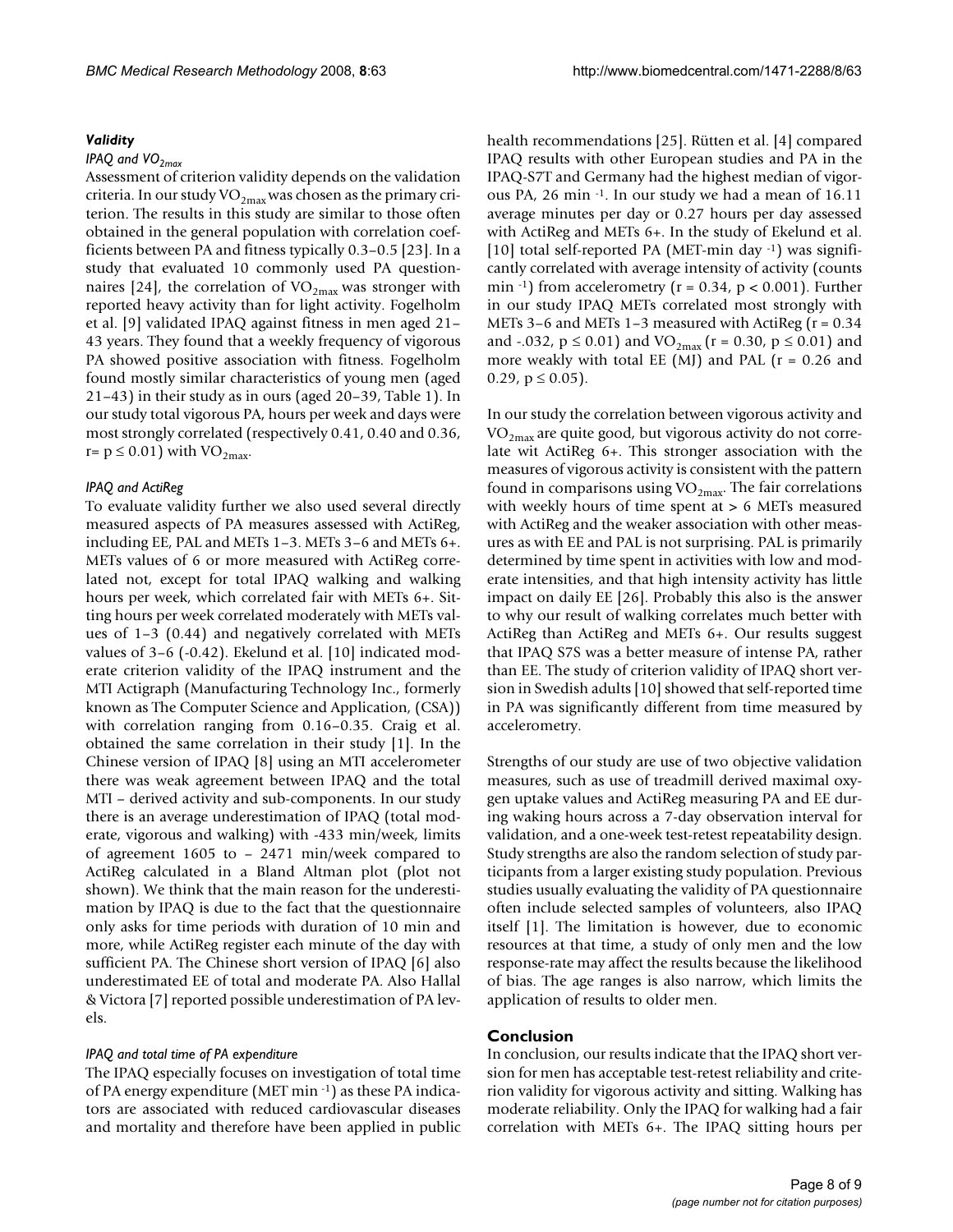### *Validity*

#### *IPAQ and $VO_{2max}$*

Assessment of criterion validity depends on the validation criteria. In our study $VO_{2max}$ was chosen as the primary criterion. The results in this study are similar to those often obtained in the general population with correlation coefficients between PA and fitness typically 0.3–0.5 [23]. In a study that evaluated 10 commonly used PA questionnaires [24], the correlation of $VO_{2max}$ was stronger with reported heavy activity than for light activity. Fogelholm et al. [9] validated IPAQ against fitness in men aged 21–43 years. They found that a weekly frequency of vigorous PA showed positive association with fitness. Fogelholm found mostly similar characteristics of young men (aged 21–43) in their study as in ours (aged 20–39, Table 1). In our study total vigorous PA, hours per week and days were most strongly correlated (respectively 0.41, 0.40 and 0.36, r= $p \leq 0.01$) with $VO_{2max}$.

#### *IPAQ and ActiReg*

To evaluate validity further we also used several directly measured aspects of PA measures assessed with ActiReg, including EE, PAL and METs 1–3. METs 3–6 and METs 6+. METs values of 6 or more measured with ActiReg correlated not, except for total IPAQ walking and walking hours per week, which correlated fair with METs 6+. Sitting hours per week correlated moderately with METs values of 1–3 (0.44) and negatively correlated with METs values of 3–6 (-0.42). Ekelund et al. [10] indicated moderate criterion validity of the IPAQ instrument and the MTI Actigraph (Manufacturing Technology Inc., formerly known as The Computer Science and Application, (CSA)) with correlation ranging from 0.16–0.35. Craig et al. obtained the same correlation in their study [1]. In the Chinese version of IPAQ [8] using an MTI accelerometer there was weak agreement between IPAQ and the total MTI – derived activity and sub-components. In our study there is an average underestimation of IPAQ (total moderate, vigorous and walking) with -433 min/week, limits of agreement 1605 to – 2471 min/week compared to ActiReg calculated in a Bland Altman plot (plot not shown). We think that the main reason for the underestimation by IPAQ is due to the fact that the questionnaire only asks for time periods with duration of 10 min and more, while ActiReg register each minute of the day with sufficient PA. The Chinese short version of IPAQ [6] also underestimated EE of total and moderate PA. Also Hallal & Victora [7] reported possible underestimation of PA levels.

#### *IPAQ and total time of PA expenditure*

The IPAQ especially focuses on investigation of total time of PA energy expenditure (MET $min^{-1}$) as these PA indicators are associated with reduced cardiovascular diseases and mortality and therefore have been applied in public health recommendations [25]. Rütten et al. [4] compared IPAQ results with other European studies and PA in the IPAQ-S7T and Germany had the highest median of vigorous PA, 26 $min^{-1}$. In our study we had a mean of 16.11 average minutes per day or 0.27 hours per day assessed with ActiReg and METs 6+. In the study of Ekelund et al. [10] total self-reported PA (MET-min $day^{-1}$) was significantly correlated with average intensity of activity (counts $min^{-1}$) from accelerometry ($r = 0.34$, $p < 0.001$). Further in our study IPAQ METs correlated most strongly with METs 3–6 and METs 1–3 measured with ActiReg (r = 0.34 and -.032, $p \leq 0.01$) and $VO_{2max}$ ($r = 0.30$, $p \leq 0.01$) and more weakly with total EE (MJ) and PAL (r = 0.26 and 0.29, $p \leq 0.05$).

In our study the correlation between vigorous activity and $VO_{2max}$ are quite good, but vigorous activity do not correlate wit ActiReg 6+. This stronger association with the measures of vigorous activity is consistent with the pattern found in comparisons using $VO_{2max}$. The fair correlations with weekly hours of time spent at > 6 METs measured with ActiReg and the weaker association with other measures as with EE and PAL is not surprising. PAL is primarily determined by time spent in activities with low and moderate intensities, and that high intensity activity has little impact on daily EE [26]. Probably this also is the answer to why our result of walking correlates much better with ActiReg than ActiReg and METs 6+. Our results suggest that IPAQ S7S was a better measure of intense PA, rather than EE. The study of criterion validity of IPAQ short version in Swedish adults [10] showed that self-reported time in PA was significantly different from time measured by accelerometry.

Strengths of our study are use of two objective validation measures, such as use of treadmill derived maximal oxygen uptake values and ActiReg measuring PA and EE during waking hours across a 7-day observation interval for validation, and a one-week test-retest repeatability design. Study strengths are also the random selection of study participants from a larger existing study population. Previous studies usually evaluating the validity of PA questionnaire often include selected samples of volunteers, also IPAQ itself [1]. The limitation is however, due to economic resources at that time, a study of only men and the low response-rate may affect the results because the likelihood of bias. The age ranges is also narrow, which limits the application of results to older men.

## Conclusion

In conclusion, our results indicate that the IPAQ short version for men has acceptable test-retest reliability and criterion validity for vigorous activity and sitting. Walking has moderate reliability. Only the IPAQ for walking had a fair correlation with METs 6+. The IPAQ sitting hours per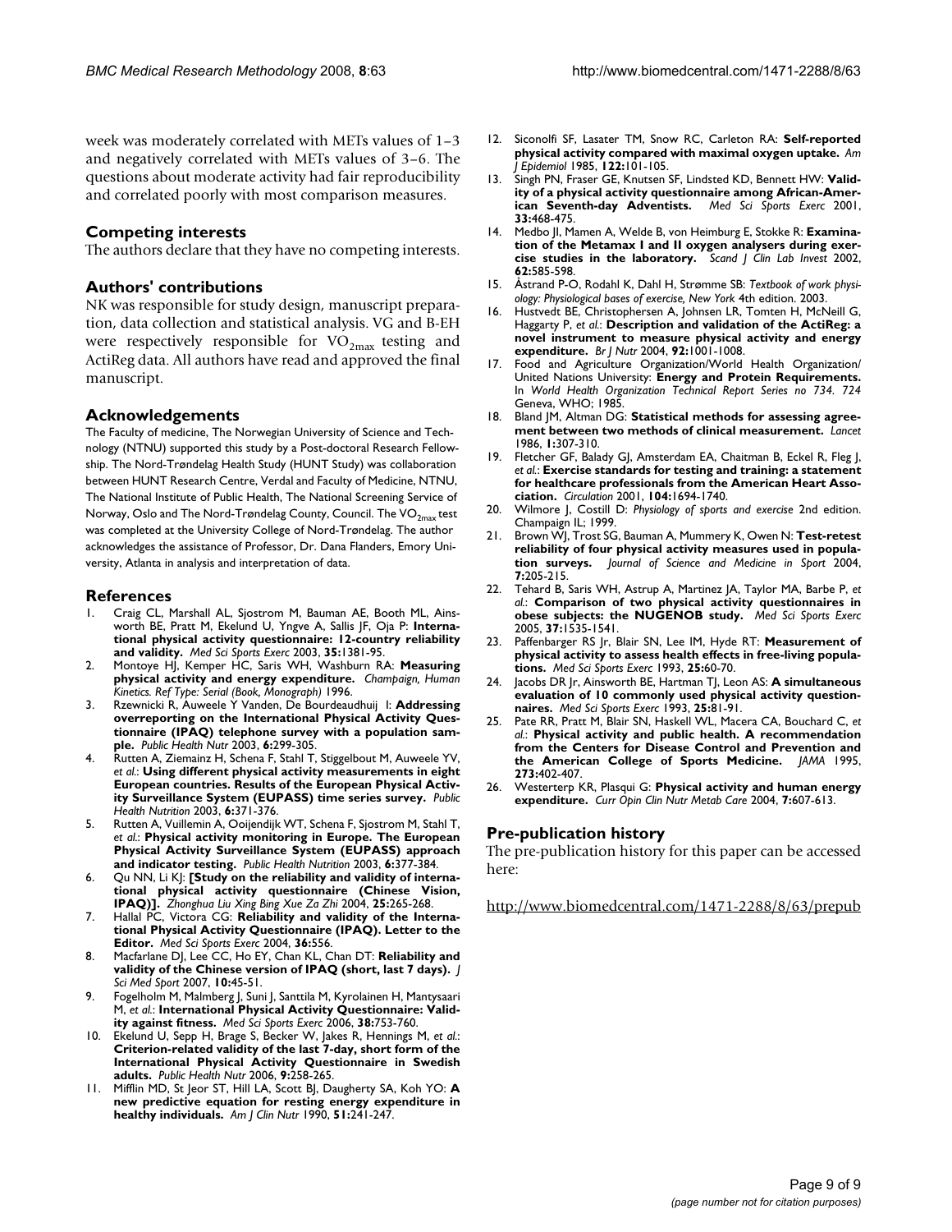week was moderately correlated with METs values of 1–3 and negatively correlated with METs values of 3–6. The questions about moderate activity had fair reproducibility and correlated poorly with most comparison measures.

## Competing interests

The authors declare that they have no competing interests.

## Authors' contributions

NK was responsible for study design, manuscript preparation, data collection and statistical analysis. VG and B-EH were respectively responsible for $VO_{2max}$ testing and ActiReg data. All authors have read and approved the final manuscript.

## Acknowledgements

The Faculty of medicine, The Norwegian University of Science and Technology (NTNU) supported this study by a Post-doctoral Research Fellowship. The Nord-Trøndelag Health Study (HUNT Study) was collaboration between HUNT Research Centre, Verdal and Faculty of Medicine, NTNU, The National Institute of Public Health, The National Screening Service of Norway, Oslo and The Nord-Trøndelag County, Council. The $VO_{2max}$ test was completed at the University College of Nord-Trøndelag. The author acknowledges the assistance of Professor, Dr. Dana Flanders, Emory University, Atlanta in analysis and interpretation of data.

## References

1. Craig CL, Marshall AL, Sjostrom M, Bauman AE, Booth ML, Ainsworth BE, Pratt M, Ekelund U, Yngve A, Sallis JF, Oja P: **International physical activity questionnaire: 12-country reliability and validity.** *Med Sci Sports Exerc* 2003, **35:**1381-95.
2. Montoye HJ, Kemper HC, Saris WH, Washburn RA: **Measuring physical activity and energy expenditure.** *Champaign, Human Kinetics. Ref Type: Serial (Book, Monograph)* 1996.
3. Rzewnicki R, Auweele Y Vanden, De Bourdeaudhuij I: **Addressing overreporting on the International Physical Activity Questionnaire (IPAQ) telephone survey with a population sample.** *Public Health Nutr* 2003, **6:**299-305.
4. Rutten A, Ziemainz H, Schena F, Stahl T, Stiggelbout M, Auweele YV, *et al.*: **Using different physical activity measurements in eight European countries. Results of the European Physical Activity Surveillance System (EUPASS) time series survey.** *Public Health Nutrition* 2003, **6:**371-376.
5. Rutten A, Vuillemin A, Ooijendijk WT, Schena F, Sjostrom M, Stahl T, *et al.*: **Physical activity monitoring in Europe. The European Physical Activity Surveillance System (EUPASS) approach and indicator testing.** *Public Health Nutrition* 2003, **6:**377-384.
6. Qu NN, Li KJ: **[Study on the reliability and validity of international physical activity questionnaire (Chinese Vision, IPAQ)].** *Zhonghua Liu Xing Bing Xue Za Zhi* 2004, **25:**265-268.
7. Hallal PC, Victora CG: **Reliability and validity of the International Physical Activity Questionnaire (IPAQ). Letter to the Editor.** *Med Sci Sports Exerc* 2004, **36:**556.
8. Macfarlane DJ, Lee CC, Ho EY, Chan KL, Chan DT: **Reliability and validity of the Chinese version of IPAQ (short, last 7 days).** *J Sci Med Sport* 2007, **10:**45-51.
9. Fogelholm M, Malmberg J, Suni J, Santtila M, Kyrolainen H, Mantysaari M, *et al.*: **International Physical Activity Questionnaire: Validity against fitness.** *Med Sci Sports Exerc* 2006, **38:**753-760.
10. Ekelund U, Sepp H, Brage S, Becker W, Jakes R, Hennings M, *et al.*: **Criterion-related validity of the last 7-day, short form of the International Physical Activity Questionnaire in Swedish adults.** *Public Health Nutr* 2006, **9:**258-265.
11. Mifflin MD, St Jeor ST, Hill LA, Scott BJ, Daugherty SA, Koh YO: **A new predictive equation for resting energy expenditure in healthy individuals.** *Am J Clin Nutr* 1990, **51:**241-247.
12. Siconolfi SF, Lasater TM, Snow RC, Carleton RA: **Self-reported physical activity compared with maximal oxygen uptake.** *Am J Epidemiol* 1985, **122:**101-105.
13. Singh PN, Fraser GE, Knutsen SF, Lindsted KD, Bennett HW: **Validity of a physical activity questionnaire among African-American Seventh-day Adventists.** *Med Sci Sports Exerc* 2001, **33:**468-475.
14. Medbo JI, Mamen A, Welde B, von Heimburg E, Stokke R: **Examination of the Metamax I and II oxygen analysers during exercise studies in the laboratory.** *Scand J Clin Lab Invest* 2002, **62:**585-598.
15. Åstrand P-O, Rodahl K, Dahl H, Strømme SB: *Textbook of work physiology: Physiological bases of exercise, New York* 4th edition. 2003.
16. Hustvedt BE, Christophersen A, Johnsen LR, Tomten H, McNeill G, Haggarty P, *et al.*: **Description and validation of the ActiReg: a novel instrument to measure physical activity and energy expenditure.** *Br J Nutr* 2004, **92:**1001-1008.
17. Food and Agriculture Organization/World Health Organization/ United Nations University: **Energy and Protein Requirements.** In *World Health Organization Technical Report Series no 734. 724* Geneva, WHO; 1985.
18. Bland JM, Altman DG: **Statistical methods for assessing agreement between two methods of clinical measurement.** *Lancet* 1986, **1:**307-310.
19. Fletcher GF, Balady GJ, Amsterdam EA, Chaitman B, Eckel R, Fleg J, *et al.*: **Exercise standards for testing and training: a statement for healthcare professionals from the American Heart Association.** *Circulation* 2001, **104:**1694-1740.
20. Wilmore J, Costill D: *Physiology of sports and exercise* 2nd edition. Champaign IL; 1999.
21. Brown WJ, Trost SG, Bauman A, Mummery K, Owen N: **Test-retest reliability of four physical activity measures used in population surveys.** *Journal of Science and Medicine in Sport* 2004, **7:**205-215.
22. Tehard B, Saris WH, Astrup A, Martinez JA, Taylor MA, Barbe P, *et al.*: **Comparison of two physical activity questionnaires in obese subjects: the NUGENOB study.** *Med Sci Sports Exerc* 2005, **37:**1535-1541.
23. Paffenbarger RS Jr, Blair SN, Lee IM, Hyde RT: **Measurement of physical activity to assess health effects in free-living populations.** *Med Sci Sports Exerc* 1993, **25:**60-70.
24. Jacobs DR Jr, Ainsworth BE, Hartman TJ, Leon AS: **A simultaneous evaluation of 10 commonly used physical activity questionnaires.** *Med Sci Sports Exerc* 1993, **25:**81-91.
25. Pate RR, Pratt M, Blair SN, Haskell WL, Macera CA, Bouchard C, *et al.*: **Physical activity and public health. A recommendation from the Centers for Disease Control and Prevention and the American College of Sports Medicine.** *JAMA* 1995, **273:**402-407.
26. Westerterp KR, Plasqui G: **Physical activity and human energy expenditure.** *Curr Opin Clin Nutr Metab Care* 2004, **7:**607-613.

## Pre-publication history

The pre-publication history for this paper can be accessed here:

http://www.biomedcentral.com/1471-2288/8/63/prepub